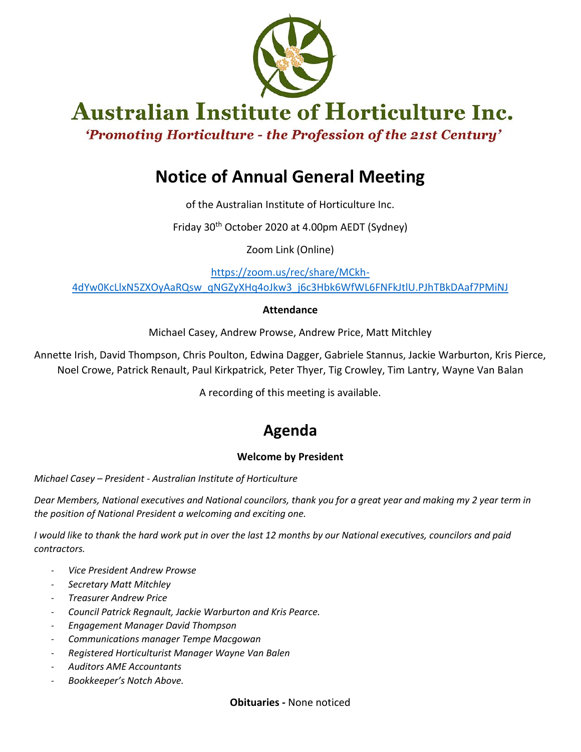# Australian Institute of Horticulture Inc.

*'Promoting Horticulture - the Profession of the 21st Century'*

## Notice of Annual General Meeting

of the Australian Institute of Horticulture Inc.

Friday 30th October 2020 at 4.00pm AEDT (Sydney)

Zoom Link (Online)

https://zoom.us/rec/share/MCkh-4dYw0KcLlxN5ZXOyAaRQsw_qNGZyXHq4oJkw3_j6c3Hbk6WfWL6FNFkJtlU.PJhTBkDAaf7PMiNJ

**Attendance**

Michael Casey, Andrew Prowse, Andrew Price, Matt Mitchley

Annette Irish, David Thompson, Chris Poulton, Edwina Dagger, Gabriele Stannus, Jackie Warburton, Kris Pierce, Noel Crowe, Patrick Renault, Paul Kirkpatrick, Peter Thyer, Tig Crowley, Tim Lantry, Wayne Van Balan

A recording of this meeting is available.

## Agenda

**Welcome by President**

*Michael Casey – President - Australian Institute of Horticulture*

*Dear Members, National executives and National councilors, thank you for a great year and making my 2 year term in the position of National President a welcoming and exciting one.*

*I would like to thank the hard work put in over the last 12 months by our National executives, councilors and paid contractors.*

- *Vice President Andrew Prowse*
- *Secretary Matt Mitchley*
- *Treasurer Andrew Price*
- *Council Patrick Regnault, Jackie Warburton and Kris Pearce.*
- *Engagement Manager David Thompson*
- *Communications manager Tempe Macgowan*
- *Registered Horticulturist Manager Wayne Van Balen*
- *Auditors AME Accountants*
- *Bookkeeper's Notch Above.*

**Obituaries -** None noticed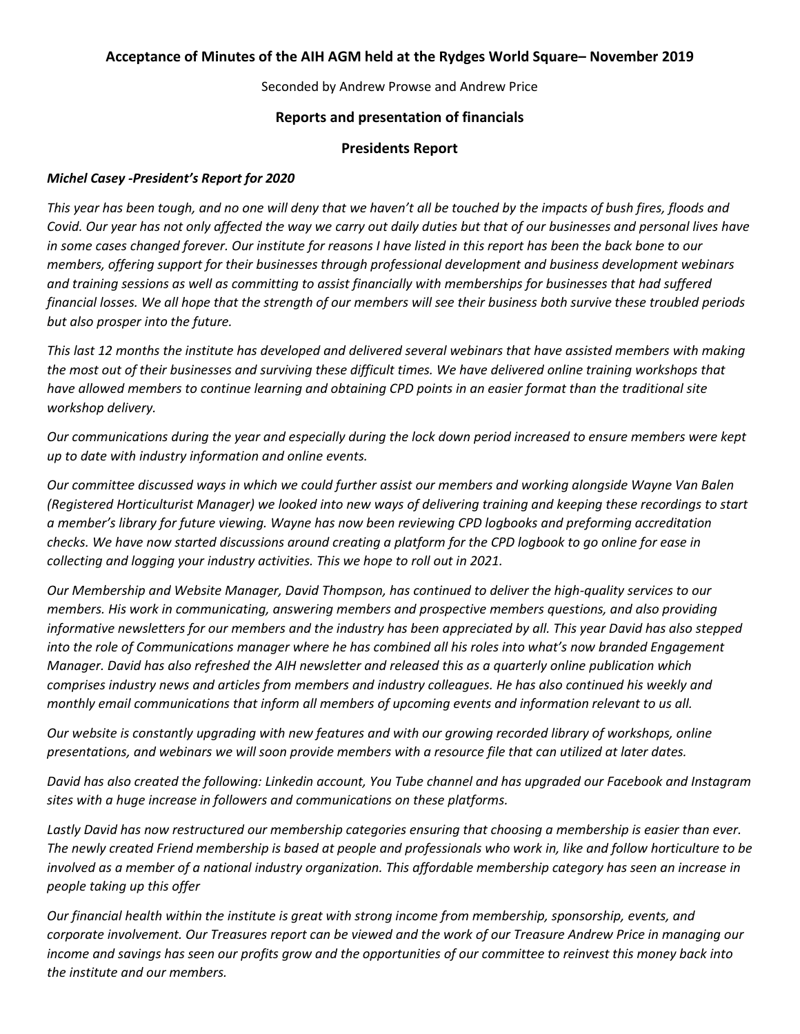**Acceptance of Minutes of the AIH AGM held at the Rydges World Square– November 2019**

Seconded by Andrew Prowse and Andrew Price

**Reports and presentation of financials**

**Presidents Report**

***Michel Casey -President's Report for 2020***

*This year has been tough, and no one will deny that we haven't all be touched by the impacts of bush fires, floods and Covid. Our year has not only affected the way we carry out daily duties but that of our businesses and personal lives have in some cases changed forever. Our institute for reasons I have listed in this report has been the back bone to our members, offering support for their businesses through professional development and business development webinars and training sessions as well as committing to assist financially with memberships for businesses that had suffered financial losses. We all hope that the strength of our members will see their business both survive these troubled periods but also prosper into the future.*

*This last 12 months the institute has developed and delivered several webinars that have assisted members with making the most out of their businesses and surviving these difficult times. We have delivered online training workshops that have allowed members to continue learning and obtaining CPD points in an easier format than the traditional site workshop delivery.*

*Our communications during the year and especially during the lock down period increased to ensure members were kept up to date with industry information and online events.*

*Our committee discussed ways in which we could further assist our members and working alongside Wayne Van Balen (Registered Horticulturist Manager) we looked into new ways of delivering training and keeping these recordings to start a member's library for future viewing. Wayne has now been reviewing CPD logbooks and preforming accreditation checks. We have now started discussions around creating a platform for the CPD logbook to go online for ease in collecting and logging your industry activities. This we hope to roll out in 2021.*

*Our Membership and Website Manager, David Thompson, has continued to deliver the high-quality services to our members. His work in communicating, answering members and prospective members questions, and also providing informative newsletters for our members and the industry has been appreciated by all. This year David has also stepped into the role of Communications manager where he has combined all his roles into what's now branded Engagement Manager. David has also refreshed the AIH newsletter and released this as a quarterly online publication which comprises industry news and articles from members and industry colleagues. He has also continued his weekly and monthly email communications that inform all members of upcoming events and information relevant to us all.*

*Our website is constantly upgrading with new features and with our growing recorded library of workshops, online presentations, and webinars we will soon provide members with a resource file that can utilized at later dates.*

*David has also created the following: Linkedin account, You Tube channel and has upgraded our Facebook and Instagram sites with a huge increase in followers and communications on these platforms.*

*Lastly David has now restructured our membership categories ensuring that choosing a membership is easier than ever. The newly created Friend membership is based at people and professionals who work in, like and follow horticulture to be involved as a member of a national industry organization. This affordable membership category has seen an increase in people taking up this offer*

*Our financial health within the institute is great with strong income from membership, sponsorship, events, and corporate involvement. Our Treasures report can be viewed and the work of our Treasure Andrew Price in managing our income and savings has seen our profits grow and the opportunities of our committee to reinvest this money back into the institute and our members.*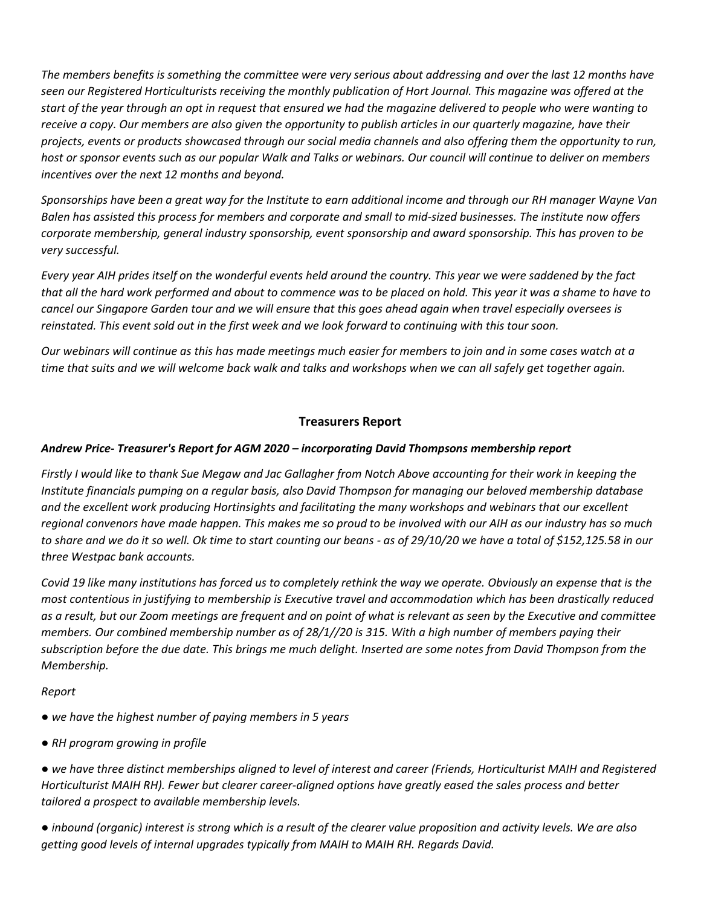*The members benefits is something the committee were very serious about addressing and over the last 12 months have seen our Registered Horticulturists receiving the monthly publication of Hort Journal. This magazine was offered at the start of the year through an opt in request that ensured we had the magazine delivered to people who were wanting to receive a copy. Our members are also given the opportunity to publish articles in our quarterly magazine, have their projects, events or products showcased through our social media channels and also offering them the opportunity to run, host or sponsor events such as our popular Walk and Talks or webinars. Our council will continue to deliver on members incentives over the next 12 months and beyond.*

*Sponsorships have been a great way for the Institute to earn additional income and through our RH manager Wayne Van Balen has assisted this process for members and corporate and small to mid-sized businesses. The institute now offers corporate membership, general industry sponsorship, event sponsorship and award sponsorship. This has proven to be very successful.*

*Every year AIH prides itself on the wonderful events held around the country. This year we were saddened by the fact that all the hard work performed and about to commence was to be placed on hold. This year it was a shame to have to cancel our Singapore Garden tour and we will ensure that this goes ahead again when travel especially oversees is reinstated. This event sold out in the first week and we look forward to continuing with this tour soon.*

*Our webinars will continue as this has made meetings much easier for members to join and in some cases watch at a time that suits and we will welcome back walk and talks and workshops when we can all safely get together again.*

## Treasurers Report

***Andrew Price- Treasurer's Report for AGM 2020 – incorporating David Thompsons membership report***

*Firstly I would like to thank Sue Megaw and Jac Gallagher from Notch Above accounting for their work in keeping the Institute financials pumping on a regular basis, also David Thompson for managing our beloved membership database and the excellent work producing Hortinsights and facilitating the many workshops and webinars that our excellent regional convenors have made happen. This makes me so proud to be involved with our AIH as our industry has so much to share and we do it so well. Ok time to start counting our beans - as of 29/10/20 we have a total of $152,125.58 in our three Westpac bank accounts.*

*Covid 19 like many institutions has forced us to completely rethink the way we operate. Obviously an expense that is the most contentious in justifying to membership is Executive travel and accommodation which has been drastically reduced as a result, but our Zoom meetings are frequent and on point of what is relevant as seen by the Executive and committee members. Our combined membership number as of 28/1//20 is 315. With a high number of members paying their subscription before the due date. This brings me much delight. Inserted are some notes from David Thompson from the Membership.*

*Report*

- *we have the highest number of paying members in 5 years*
- *RH program growing in profile*
- *we have three distinct memberships aligned to level of interest and career (Friends, Horticulturist MAIH and Registered Horticulturist MAIH RH). Fewer but clearer career-aligned options have greatly eased the sales process and better tailored a prospect to available membership levels.*
- *inbound (organic) interest is strong which is a result of the clearer value proposition and activity levels. We are also getting good levels of internal upgrades typically from MAIH to MAIH RH. Regards David.*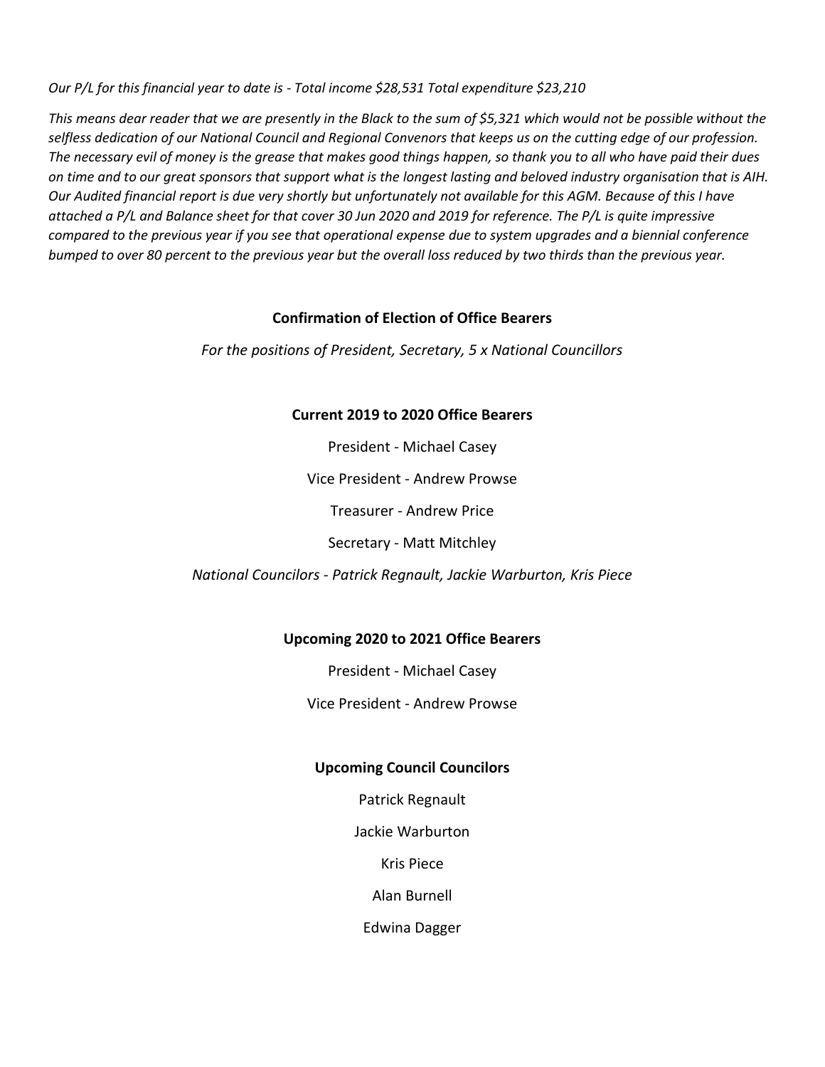*Our P/L for this financial year to date is - Total income $28,531 Total expenditure $23,210*

*This means dear reader that we are presently in the Black to the sum of $5,321 which would not be possible without the selfless dedication of our National Council and Regional Convenors that keeps us on the cutting edge of our profession. The necessary evil of money is the grease that makes good things happen, so thank you to all who have paid their dues on time and to our great sponsors that support what is the longest lasting and beloved industry organisation that is AIH. Our Audited financial report is due very shortly but unfortunately not available for this AGM. Because of this I have attached a P/L and Balance sheet for that cover 30 Jun 2020 and 2019 for reference. The P/L is quite impressive compared to the previous year if you see that operational expense due to system upgrades and a biennial conference bumped to over 80 percent to the previous year but the overall loss reduced by two thirds than the previous year.*

**Confirmation of Election of Office Bearers**

*For the positions of President, Secretary, 5 x National Councillors*

**Current 2019 to 2020 Office Bearers**

President - Michael Casey

Vice President - Andrew Prowse

Treasurer - Andrew Price

Secretary - Matt Mitchley

*National Councilors - Patrick Regnault, Jackie Warburton, Kris Piece*

**Upcoming 2020 to 2021 Office Bearers**

President - Michael Casey

Vice President - Andrew Prowse

**Upcoming Council Councilors**

Patrick Regnault

Jackie Warburton

Kris Piece

Alan Burnell

Edwina Dagger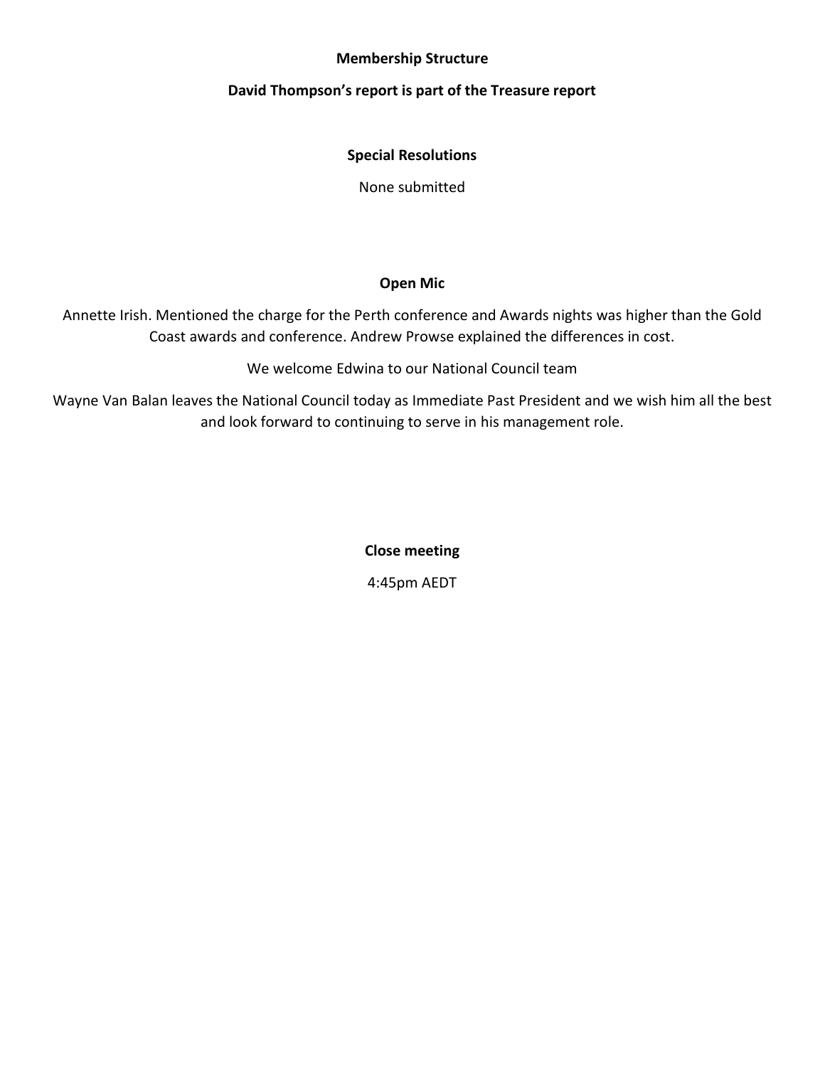**Membership Structure**

**David Thompson's report is part of the Treasure report**

**Special Resolutions**

None submitted

**Open Mic**

Annette Irish. Mentioned the charge for the Perth conference and Awards nights was higher than the Gold Coast awards and conference. Andrew Prowse explained the differences in cost.

We welcome Edwina to our National Council team

Wayne Van Balan leaves the National Council today as Immediate Past President and we wish him all the best and look forward to continuing to serve in his management role.

**Close meeting**

4:45pm AEDT